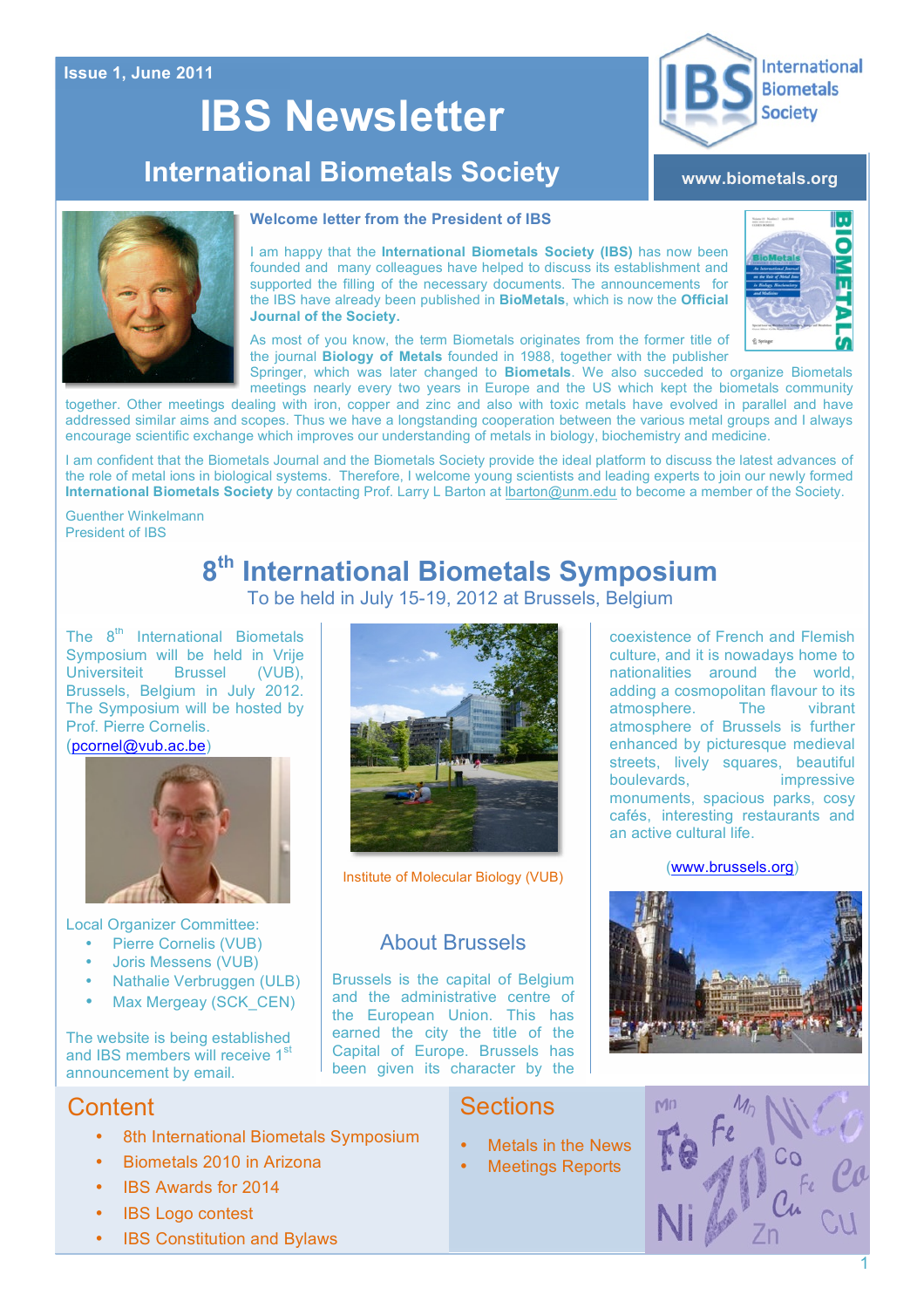Issue 1, June 2011

# IBS Newsletter

## International Biometals Society

www.biometals.org

### Welcome letter from the President of IBS

I am happy that the **International Biometals Society (IBS)** has now been founded and many colleagues have helped to discuss its establishment and supported the filling of the necessary documents. The announcements for the IBS have already been published in **BioMetals**, which is now the **Official Journal of the Society.**

As most of you know, the term Biometals originates from the former title of the journal **Biology of Metals** founded in 1988, together with the publisher Springer, which was later changed to **Biometals**. We also succeded to organize Biometals meetings nearly every two years in Europe and the US which kept the biometals community together. Other meetings dealing with iron, copper and zinc and also with toxic metals have evolved in parallel and have addressed similar aims and scopes. Thus we have a longstanding cooperation between the various metal groups and I always encourage scientific exchange which improves our understanding of metals in biology, biochemistry and medicine.

I am confident that the Biometals Journal and the Biometals Society provide the ideal platform to discuss the latest advances of the role of metal ions in biological systems. Therefore, I welcome young scientists and leading experts to join our newly formed **International Biometals Society** by contacting Prof. Larry L Barton at lbarton@unm.edu to become a member of the Society.

Guenther Winkelmann
President of IBS

## 8th International Biometals Symposium

To be held in July 15-19, 2012 at Brussels, Belgium

The 8th International Biometals Symposium will be held in Vrije Universiteit Brussel (VUB), Brussels, Belgium in July 2012. The Symposium will be hosted by Prof. Pierre Cornelis. (pcornel@vub.ac.be)

Local Organizer Committee:

- Pierre Cornelis (VUB)
- Joris Messens (VUB)
- Nathalie Verbruggen (ULB)
- Max Mergeay (SCK_CEN)

The website is being established and IBS members will receive 1st announcement by email.

Institute of Molecular Biology (VUB)

### About Brussels

Brussels is the capital of Belgium and the administrative centre of the European Union. This has earned the city the title of the Capital of Europe. Brussels has been given its character by the coexistence of French and Flemish culture, and it is nowadays home to nationalities around the world, adding a cosmopolitan flavour to its atmosphere. The vibrant atmosphere of Brussels is further enhanced by picturesque medieval streets, lively squares, beautiful boulevards, impressive monuments, spacious parks, cosy cafés, interesting restaurants and an active cultural life.

(www.brussels.org)

## Content

- 8th International Biometals Symposium
- Biometals 2010 in Arizona
- IBS Awards for 2014
- IBS Logo contest
- IBS Constitution and Bylaws

## Sections

- Metals in the News
- Meetings Reports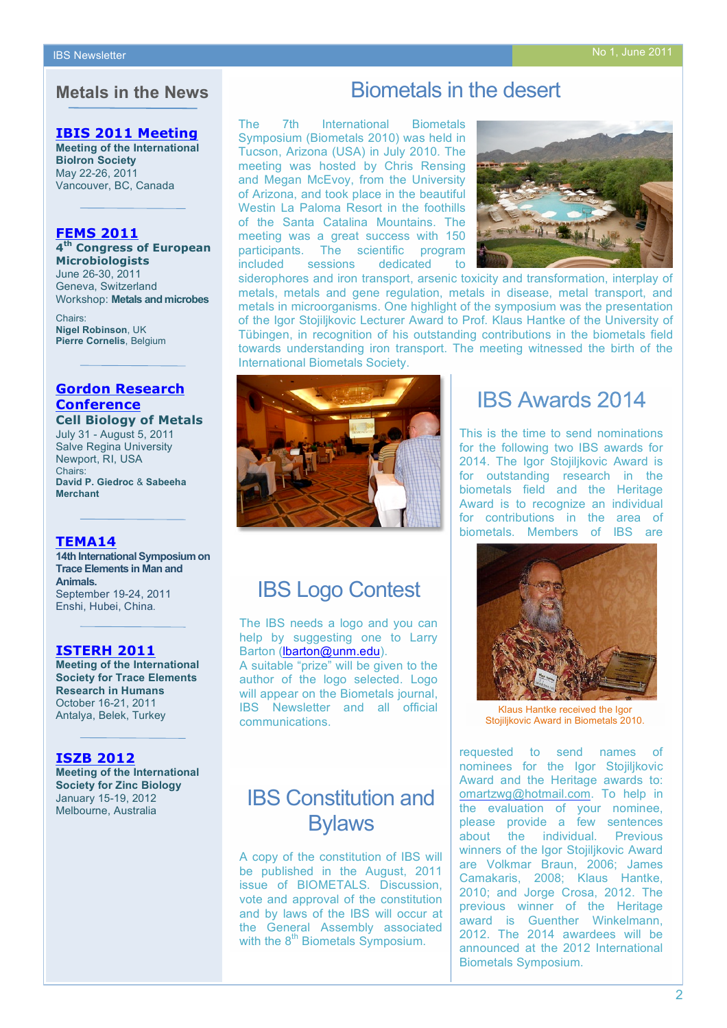## Metals in the News

**IBIS 2011 Meeting**
**Meeting of the International BioIron Society**
May 22-26, 2011
Vancouver, BC, Canada

---

**FEMS 2011**
**4th Congress of European Microbiologists**
June 26-30, 2011
Geneva, Switzerland
Workshop: **Metals and microbes**

Chairs:
**Nigel Robinson**, UK
**Pierre Cornelis**, Belgium

---

**Gordon Research Conference**
**Cell Biology of Metals**
July 31 - August 5, 2011
Salve Regina University
Newport, RI, USA
Chairs:
**David P. Giedroc** & **Sabeeha Merchant**

---

**TEMA14**
**14th International Symposium on Trace Elements in Man and Animals.**
September 19-24, 2011
Enshi, Hubei, China.

---

**ISTERH 2011**
**Meeting of the International Society for Trace Elements Research in Humans**
October 16-21, 2011
Antalya, Belek, Turkey

---

**ISZB 2012**
**Meeting of the International Society for Zinc Biology**
January 15-19, 2012
Melbourne, Australia

# Biometals in the desert

The 7th International Biometals Symposium (Biometals 2010) was held in Tucson, Arizona (USA) in July 2010. The meeting was hosted by Chris Rensing and Megan McEvoy, from the University of Arizona, and took place in the beautiful Westin La Paloma Resort in the foothills of the Santa Catalina Mountains. The meeting was a great success with 150 participants. The scientific program included sessions dedicated to siderophores and iron transport, arsenic toxicity and transformation, interplay of metals, metals and gene regulation, metals in disease, metal transport, and metals in microorganisms. One highlight of the symposium was the presentation of the Igor Stojiljkovic Lecturer Award to Prof. Klaus Hantke of the University of Tübingen, in recognition of his outstanding contributions in the biometals field towards understanding iron transport. The meeting witnessed the birth of the International Biometals Society.

# IBS Logo Contest

The IBS needs a logo and you can help by suggesting one to Larry Barton (lbarton@unm.edu).
A suitable "prize" will be given to the author of the logo selected. Logo will appear on the Biometals journal, IBS Newsletter and all official communications.

# IBS Constitution and Bylaws

A copy of the constitution of IBS will be published in the August, 2011 issue of BIOMETALS. Discussion, vote and approval of the constitution and by laws of the IBS will occur at the General Assembly associated with the 8th Biometals Symposium.

# IBS Awards 2014

This is the time to send nominations for the following two IBS awards for 2014. The Igor Stojiljkovic Award is for outstanding research in the biometals field and the Heritage Award is to recognize an individual for contributions in the area of biometals. Members of IBS are requested to send names of nominees for the Igor Stojiljkovic Award and the Heritage awards to: omartzwg@hotmail.com. To help in the evaluation of your nominee, please provide a few sentences about the individual. Previous winners of the Igor Stojiljkovic Award are Volkmar Braun, 2006; James Camakaris, 2008; Klaus Hantke, 2010; and Jorge Crosa, 2012. The previous winner of the Heritage award is Guenther Winkelmann, 2012. The 2014 awardees will be announced at the 2012 International Biometals Symposium.

Klaus Hantke received the Igor Stojiljkovic Award in Biometals 2010.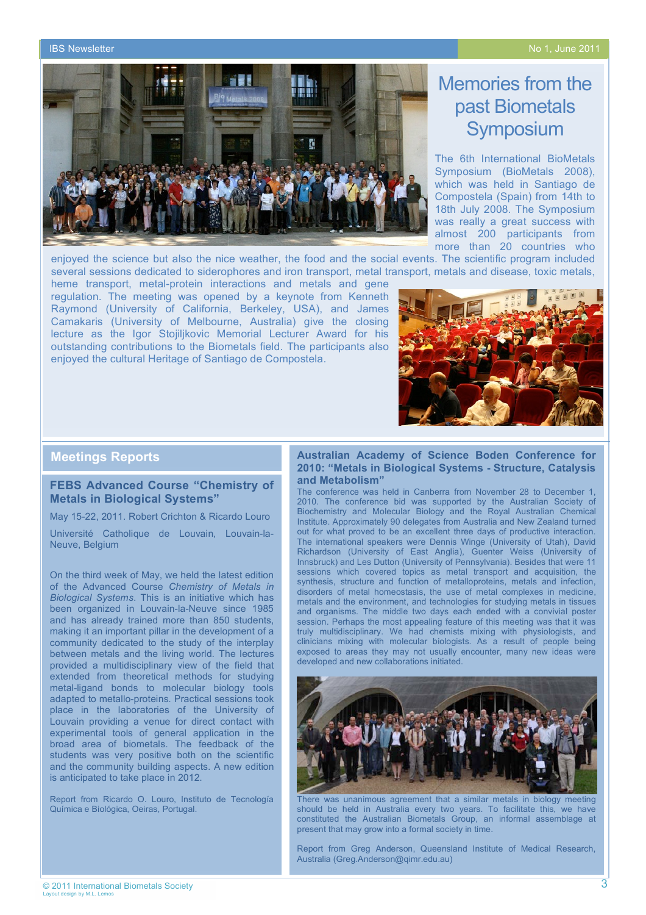# Memories from the past Biometals Symposium

The 6th International BioMetals Symposium (BioMetals 2008), which was held in Santiago de Compostela (Spain) from 14th to 18th July 2008. The Symposium was really a great success with almost 200 participants from more than 20 countries who enjoyed the science but also the nice weather, the food and the social events. The scientific program included several sessions dedicated to siderophores and iron transport, metal transport, metals and disease, toxic metals, heme transport, metal-protein interactions and metals and gene regulation. The meeting was opened by a keynote from Kenneth Raymond (University of California, Berkeley, USA), and James Camakaris (University of Melbourne, Australia) give the closing lecture as the Igor Stojiljkovic Memorial Lecturer Award for his outstanding contributions to the Biometals field. The participants also enjoyed the cultural Heritage of Santiago de Compostela.

## Meetings Reports

### FEBS Advanced Course "Chemistry of Metals in Biological Systems"

May 15-22, 2011. Robert Crichton & Ricardo Louro

Université Catholique de Louvain, Louvain-la-Neuve, Belgium

On the third week of May, we held the latest edition of the Advanced Course *Chemistry of Metals in Biological Systems*. This is an initiative which has been organized in Louvain-la-Neuve since 1985 and has already trained more than 850 students, making it an important pillar in the development of a community dedicated to the study of the interplay between metals and the living world. The lectures provided a multidisciplinary view of the field that extended from theoretical methods for studying metal-ligand bonds to molecular biology tools adapted to metallo-proteins. Practical sessions took place in the laboratories of the University of Louvain providing a venue for direct contact with experimental tools of general application in the broad area of biometals. The feedback of the students was very positive both on the scientific and the community building aspects. A new edition is anticipated to take place in 2012.

Report from Ricardo O. Louro, Instituto de Tecnología Química e Biológica, Oeiras, Portugal.

### Australian Academy of Science Boden Conference for 2010: "Metals in Biological Systems - Structure, Catalysis and Metabolism"

The conference was held in Canberra from November 28 to December 1, 2010. The conference bid was supported by the Australian Society of Biochemistry and Molecular Biology and the Royal Australian Chemical Institute. Approximately 90 delegates from Australia and New Zealand turned out for what proved to be an excellent three days of productive interaction. The international speakers were Dennis Winge (University of Utah), David Richardson (University of East Anglia), Guenter Weiss (University of Innsbruck) and Les Dutton (University of Pennsylvania). Besides that were 11 sessions which covered topics as metal transport and acquisition, the synthesis, structure and function of metalloproteins, metals and infection, disorders of metal homeostasis, the use of metal complexes in medicine, metals and the environment, and technologies for studying metals in tissues and organisms. The middle two days each ended with a convivial poster session. Perhaps the most appealing feature of this meeting was that it was truly multidisciplinary. We had chemists mixing with physiologists, and clinicians mixing with molecular biologists. As a result of people being exposed to areas they may not usually encounter, many new ideas were developed and new collaborations initiated.

There was unanimous agreement that a similar metals in biology meeting should be held in Australia every two years. To facilitate this, we have constituted the Australian Biometals Group, an informal assemblage at present that may grow into a formal society in time.

Report from Greg Anderson, Queensland Institute of Medical Research, Australia (Greg.Anderson@qimr.edu.au)

© 2011 International Biometals Society
Layout design by M.L. Lemos